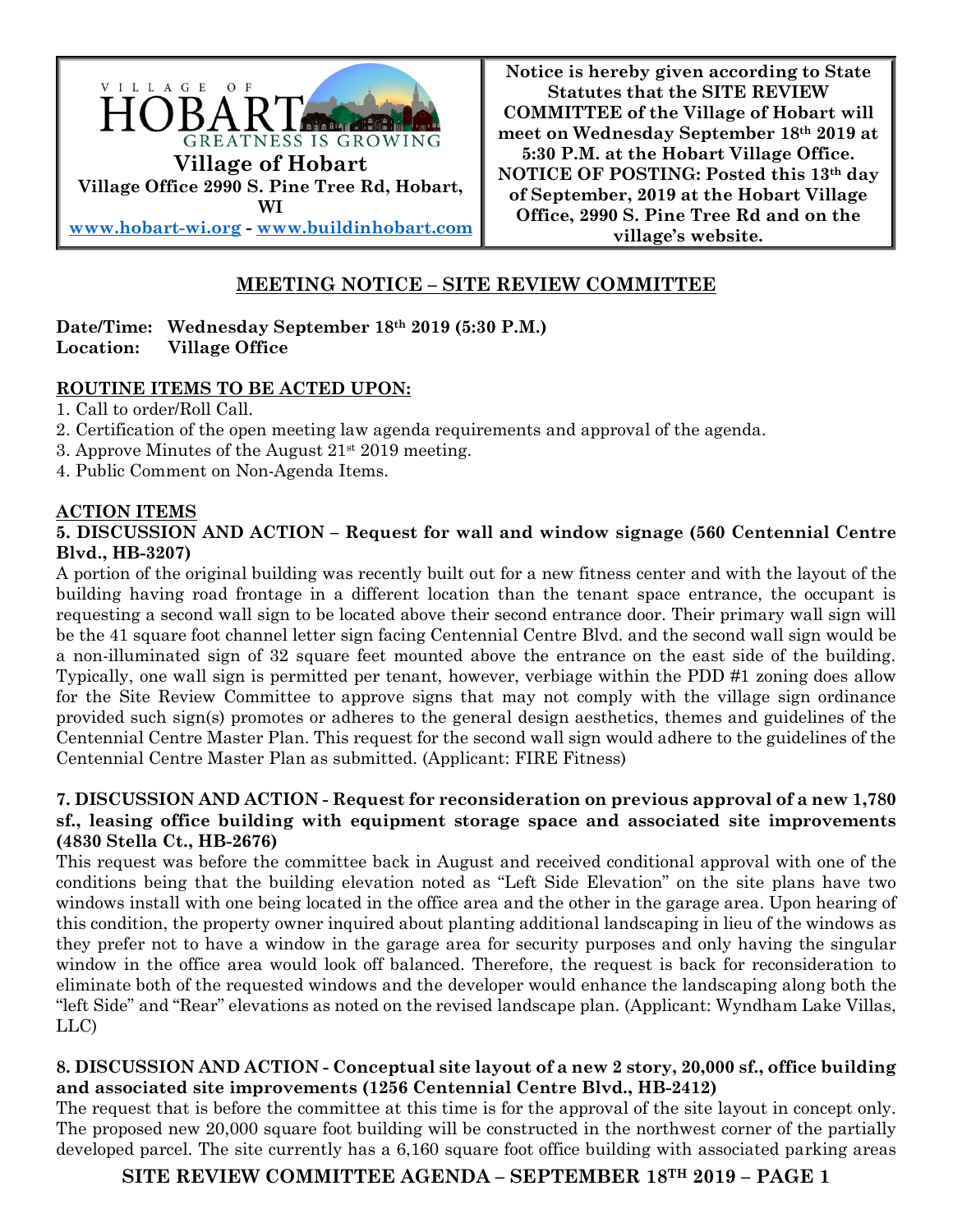| VILLAGE OF HOBART — GREATNESS IS GROWING<br>**Village of Hobart**<br>**Village Office 2990 S. Pine Tree Rd, Hobart, WI**<br>**www.hobart-wi.org - www.buildinhobart.com** | **Notice is hereby given according to State Statutes that the SITE REVIEW COMMITTEE of the Village of Hobart will meet on Wednesday September 18th 2019 at 5:30 P.M. at the Hobart Village Office. NOTICE OF POSTING: Posted this 13th day of September, 2019 at the Hobart Village Office, 2990 S. Pine Tree Rd and on the village's website.** |
|---|---|

## MEETING NOTICE – SITE REVIEW COMMITTEE

**Date/Time: Wednesday September 18th 2019 (5:30 P.M.)**
**Location: Village Office**

**ROUTINE ITEMS TO BE ACTED UPON:**

1. Call to order/Roll Call.
2. Certification of the open meeting law agenda requirements and approval of the agenda.
3. Approve Minutes of the August 21st 2019 meeting.
4. Public Comment on Non-Agenda Items.

**ACTION ITEMS**

**5. DISCUSSION AND ACTION – Request for wall and window signage (560 Centennial Centre Blvd., HB-3207)**

A portion of the original building was recently built out for a new fitness center and with the layout of the building having road frontage in a different location than the tenant space entrance, the occupant is requesting a second wall sign to be located above their second entrance door. Their primary wall sign will be the 41 square foot channel letter sign facing Centennial Centre Blvd. and the second wall sign would be a non-illuminated sign of 32 square feet mounted above the entrance on the east side of the building. Typically, one wall sign is permitted per tenant, however, verbiage within the PDD #1 zoning does allow for the Site Review Committee to approve signs that may not comply with the village sign ordinance provided such sign(s) promotes or adheres to the general design aesthetics, themes and guidelines of the Centennial Centre Master Plan. This request for the second wall sign would adhere to the guidelines of the Centennial Centre Master Plan as submitted. (Applicant: FIRE Fitness)

**7. DISCUSSION AND ACTION - Request for reconsideration on previous approval of a new 1,780 sf., leasing office building with equipment storage space and associated site improvements (4830 Stella Ct., HB-2676)**

This request was before the committee back in August and received conditional approval with one of the conditions being that the building elevation noted as "Left Side Elevation" on the site plans have two windows install with one being located in the office area and the other in the garage area. Upon hearing of this condition, the property owner inquired about planting additional landscaping in lieu of the windows as they prefer not to have a window in the garage area for security purposes and only having the singular window in the office area would look off balanced. Therefore, the request is back for reconsideration to eliminate both of the requested windows and the developer would enhance the landscaping along both the "left Side" and "Rear" elevations as noted on the revised landscape plan. (Applicant: Wyndham Lake Villas, LLC)

**8. DISCUSSION AND ACTION - Conceptual site layout of a new 2 story, 20,000 sf., office building and associated site improvements (1256 Centennial Centre Blvd., HB-2412)**

The request that is before the committee at this time is for the approval of the site layout in concept only. The proposed new 20,000 square foot building will be constructed in the northwest corner of the partially developed parcel. The site currently has a 6,160 square foot office building with associated parking areas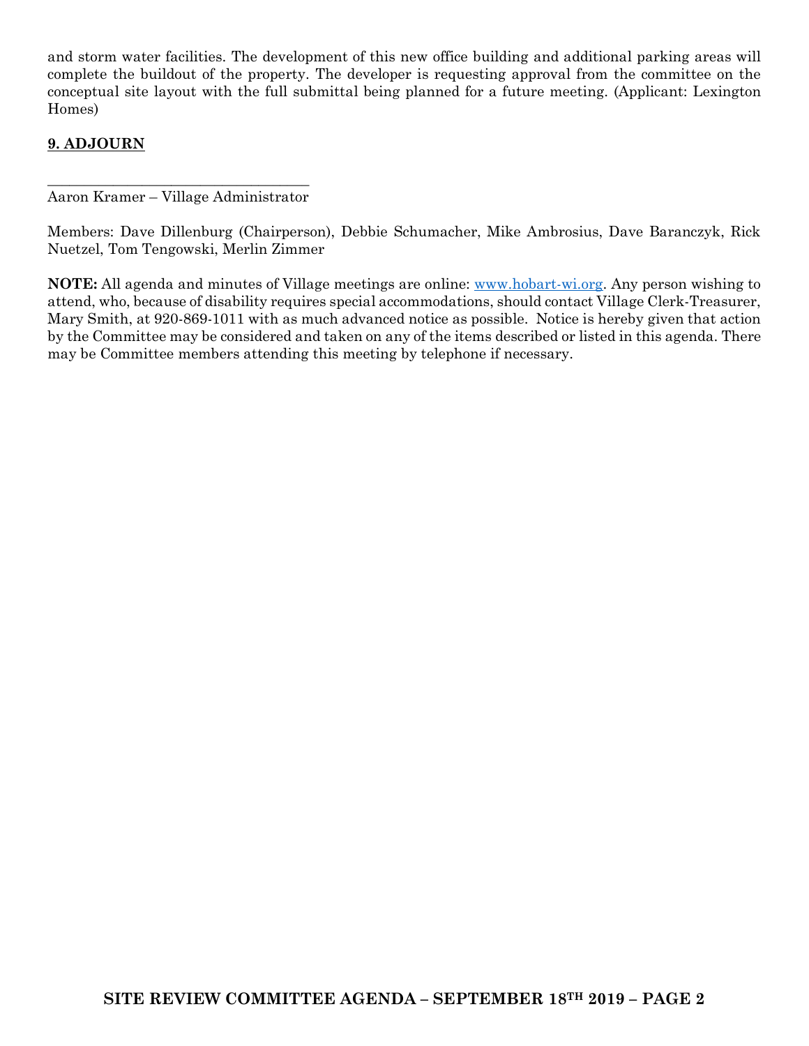and storm water facilities. The development of this new office building and additional parking areas will complete the buildout of the property. The developer is requesting approval from the committee on the conceptual site layout with the full submittal being planned for a future meeting. (Applicant: Lexington Homes)

**9. ADJOURN**

\_\_\_\_\_\_\_\_\_\_\_\_\_\_\_\_\_\_\_\_\_\_\_\_\_\_\_\_\_\_\_\_\_\_\_\_

Aaron Kramer – Village Administrator

Members: Dave Dillenburg (Chairperson), Debbie Schumacher, Mike Ambrosius, Dave Baranczyk, Rick Nuetzel, Tom Tengowski, Merlin Zimmer

**NOTE:** All agenda and minutes of Village meetings are online: [www.hobart-wi.org](http://www.hobart-wi.org). Any person wishing to attend, who, because of disability requires special accommodations, should contact Village Clerk-Treasurer, Mary Smith, at 920-869-1011 with as much advanced notice as possible. Notice is hereby given that action by the Committee may be considered and taken on any of the items described or listed in this agenda. There may be Committee members attending this meeting by telephone if necessary.